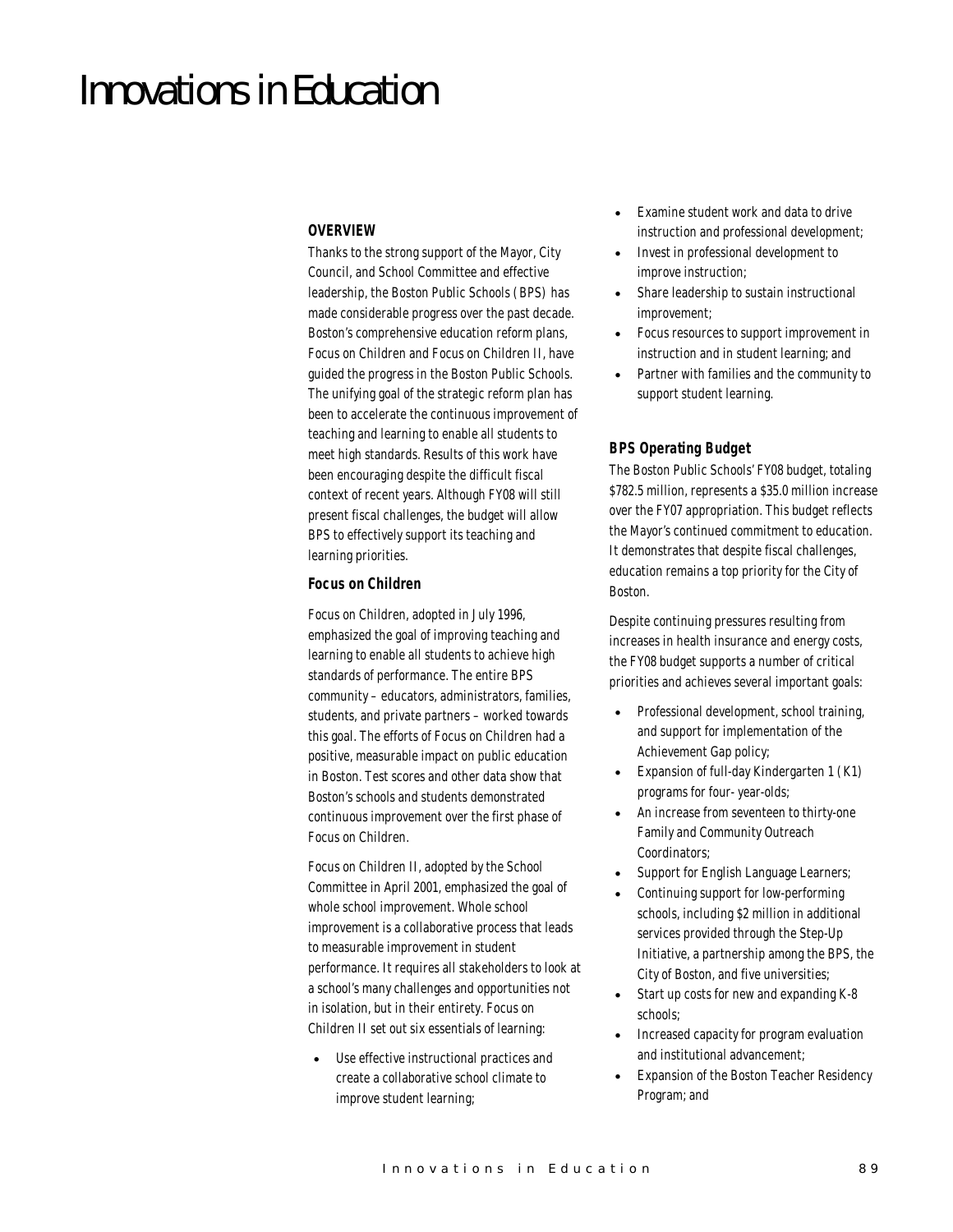# Innovations in Education

### OVERVIEW

Thanks to the strong support of the Mayor, City Council, and School Committee and effective leadership, the Boston Public Schools (BPS) has made considerable progress over the past decade. Boston's comprehensive education reform plans, Focus on Children and Focus on Children II, have guided the progress in the Boston Public Schools. The unifying goal of the strategic reform plan has been to accelerate the continuous improvement of teaching and learning to enable all students to meet high standards. Results of this work have been encouraging despite the difficult fiscal context of recent years. Although FY08 will still present fiscal challenges, the budget will allow BPS to effectively support its teaching and learning priorities.

### Focus on Children

Focus on Children, adopted in July 1996, emphasized the goal of improving teaching and learning to enable all students to achieve high standards of performance. The entire BPS community – educators, administrators, families, students, and private partners – worked towards this goal. The efforts of Focus on Children had a positive, measurable impact on public education in Boston. Test scores and other data show that Boston's schools and students demonstrated continuous improvement over the first phase of Focus on Children.

Focus on Children II, adopted by the School Committee in April 2001, emphasized the goal of whole school improvement. Whole school improvement is a collaborative process that leads to measurable improvement in student performance. It requires all stakeholders to look at a school's many challenges and opportunities not in isolation, but in their entirety. Focus on Children II set out six essentials of learning:

- Use effective instructional practices and create a collaborative school climate to improve student learning;
- Examine student work and data to drive instruction and professional development;
- Invest in professional development to improve instruction;
- Share leadership to sustain instructional improvement;
- Focus resources to support improvement in instruction and in student learning; and
- Partner with families and the community to support student learning.

### BPS Operating Budget

The Boston Public Schools' FY08 budget, totaling $782.5 million, represents a $35.0 million increase over the FY07 appropriation. This budget reflects the Mayor's continued commitment to education. It demonstrates that despite fiscal challenges, education remains a top priority for the City of Boston.

Despite continuing pressures resulting from increases in health insurance and energy costs, the FY08 budget supports a number of critical priorities and achieves several important goals:

- Professional development, school training, and support for implementation of the Achievement Gap policy;
- Expansion of full-day Kindergarten 1 (K1) programs for four- year-olds;
- An increase from seventeen to thirty-one Family and Community Outreach Coordinators;
- Support for English Language Learners;
- Continuing support for low-performing schools, including $2 million in additional services provided through the Step-Up Initiative, a partnership among the BPS, the City of Boston, and five universities;
- Start up costs for new and expanding K-8 schools;
- Increased capacity for program evaluation and institutional advancement;
- Expansion of the Boston Teacher Residency Program; and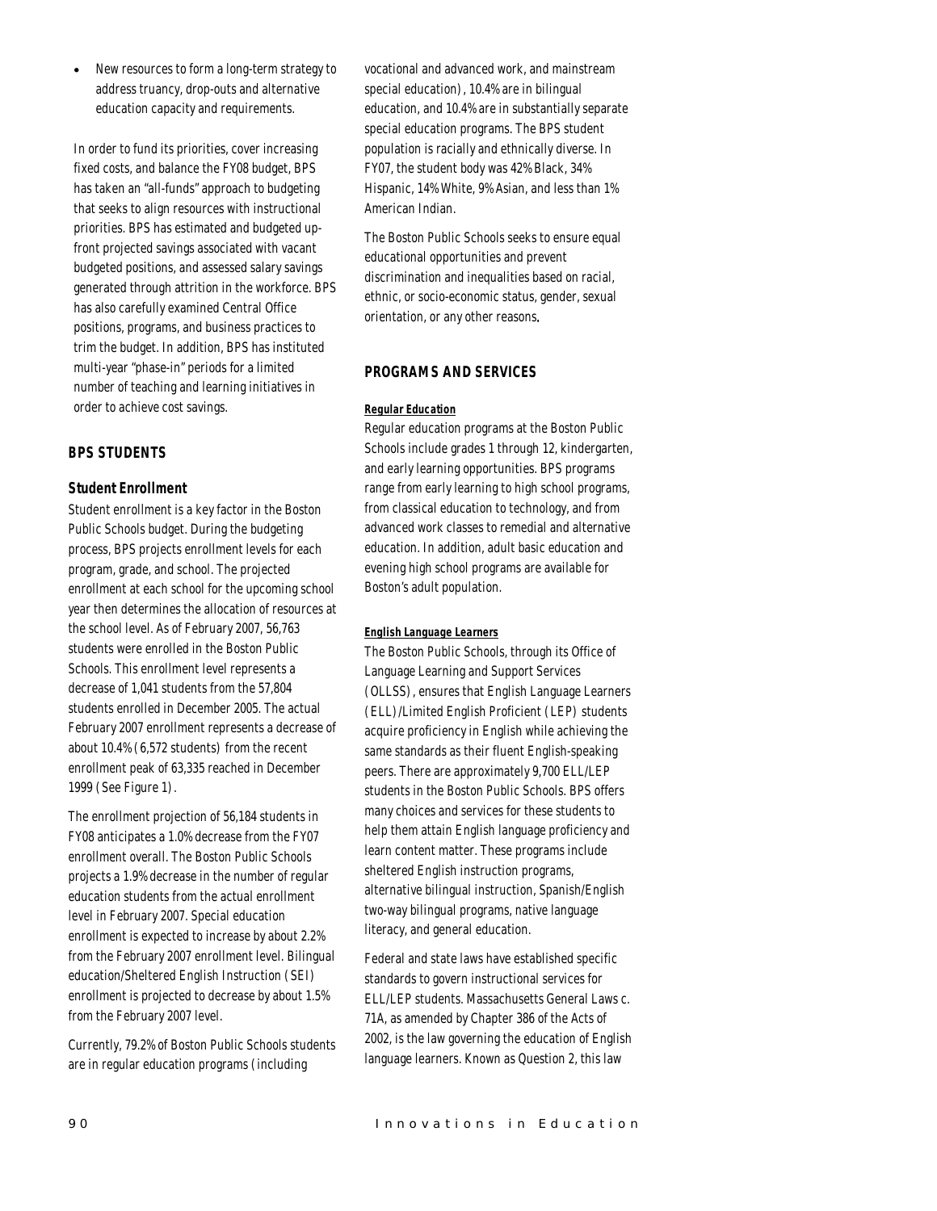- New resources to form a long-term strategy to address truancy, drop-outs and alternative education capacity and requirements.

In order to fund its priorities, cover increasing fixed costs, and balance the FY08 budget, BPS has taken an "all-funds" approach to budgeting that seeks to align resources with instructional priorities. BPS has estimated and budgeted up-front projected savings associated with vacant budgeted positions, and assessed salary savings generated through attrition in the workforce. BPS has also carefully examined Central Office positions, programs, and business practices to trim the budget. In addition, BPS has instituted multi-year "phase-in" periods for a limited number of teaching and learning initiatives in order to achieve cost savings.

## BPS STUDENTS

### Student Enrollment

Student enrollment is a key factor in the Boston Public Schools budget. During the budgeting process, BPS projects enrollment levels for each program, grade, and school. The projected enrollment at each school for the upcoming school year then determines the allocation of resources at the school level. As of February 2007, 56,763 students were enrolled in the Boston Public Schools. This enrollment level represents a decrease of 1,041 students from the 57,804 students enrolled in December 2005. The actual February 2007 enrollment represents a decrease of about 10.4% (6,572 students) from the recent enrollment peak of 63,335 reached in December 1999 (See Figure 1).

The enrollment projection of 56,184 students in FY08 anticipates a 1.0% decrease from the FY07 enrollment overall. The Boston Public Schools projects a 1.9% decrease in the number of regular education students from the actual enrollment level in February 2007. Special education enrollment is expected to increase by about 2.2% from the February 2007 enrollment level. Bilingual education/Sheltered English Instruction (SEI) enrollment is projected to decrease by about 1.5% from the February 2007 level.

Currently, 79.2% of Boston Public Schools students are in regular education programs (including vocational and advanced work, and mainstream special education), 10.4% are in bilingual education, and 10.4% are in substantially separate special education programs. The BPS student population is racially and ethnically diverse. In FY07, the student body was 42% Black, 34% Hispanic, 14% White, 9% Asian, and less than 1% American Indian.

The Boston Public Schools seeks to ensure equal educational opportunities and prevent discrimination and inequalities based on racial, ethnic, or socio-economic status, gender, sexual orientation, or any other reasons.

## PROGRAMS AND SERVICES

**Regular Education**

Regular education programs at the Boston Public Schools include grades 1 through 12, kindergarten, and early learning opportunities. BPS programs range from early learning to high school programs, from classical education to technology, and from advanced work classes to remedial and alternative education. In addition, adult basic education and evening high school programs are available for Boston's adult population.

**English Language Learners**

The Boston Public Schools, through its Office of Language Learning and Support Services (OLLSS), ensures that English Language Learners (ELL)/Limited English Proficient (LEP) students acquire proficiency in English while achieving the same standards as their fluent English-speaking peers. There are approximately 9,700 ELL/LEP students in the Boston Public Schools. BPS offers many choices and services for these students to help them attain English language proficiency and learn content matter. These programs include sheltered English instruction programs, alternative bilingual instruction, Spanish/English two-way bilingual programs, native language literacy, and general education.

Federal and state laws have established specific standards to govern instructional services for ELL/LEP students. Massachusetts General Laws c. 71A, as amended by Chapter 386 of the Acts of 2002, is the law governing the education of English language learners. Known as Question 2, this law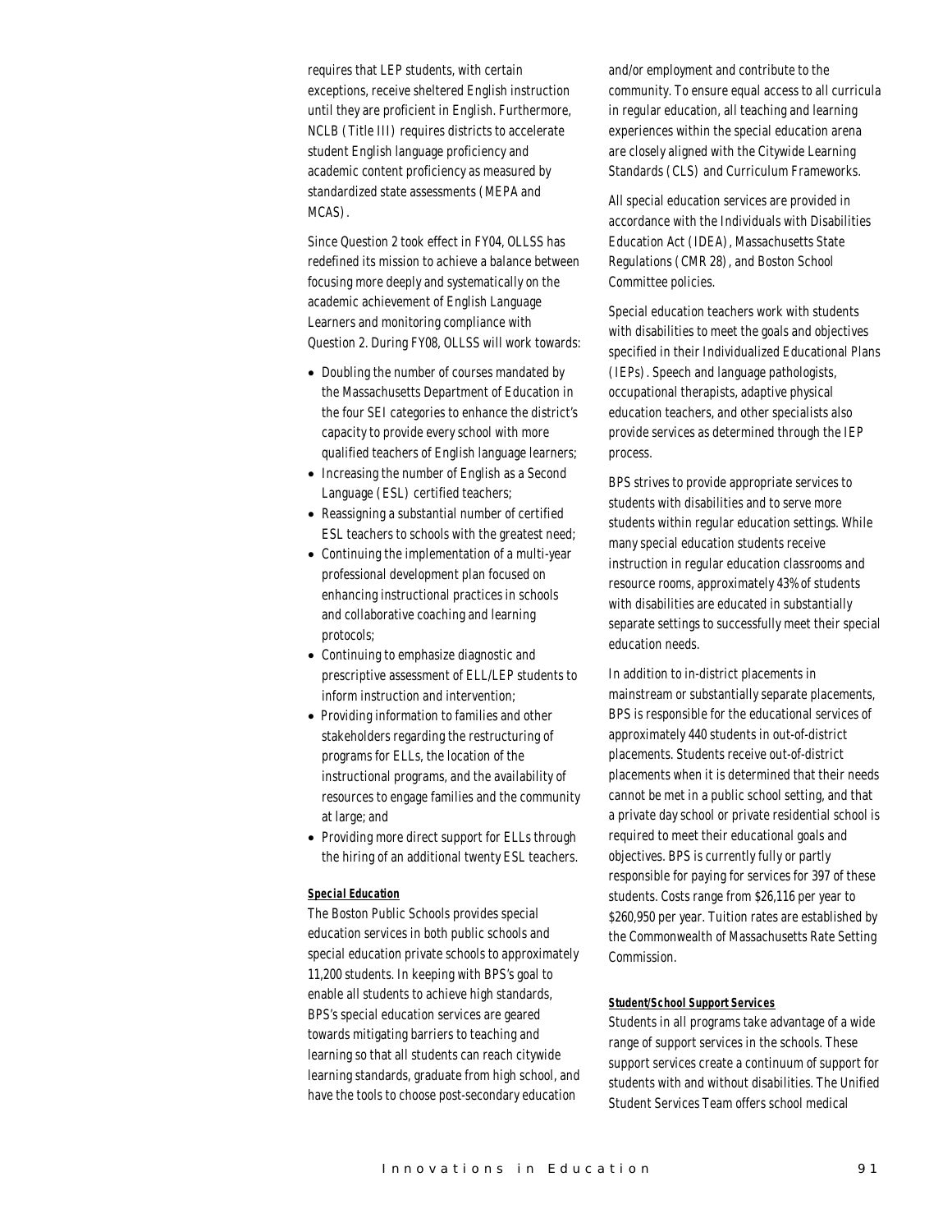requires that LEP students, with certain exceptions, receive sheltered English instruction until they are proficient in English. Furthermore, NCLB (Title III) requires districts to accelerate student English language proficiency and academic content proficiency as measured by standardized state assessments (MEPA and MCAS).

Since Question 2 took effect in FY04, OLLSS has redefined its mission to achieve a balance between focusing more deeply and systematically on the academic achievement of English Language Learners and monitoring compliance with Question 2. During FY08, OLLSS will work towards:

- Doubling the number of courses mandated by the Massachusetts Department of Education in the four SEI categories to enhance the district's capacity to provide every school with more qualified teachers of English language learners;
- Increasing the number of English as a Second Language (ESL) certified teachers;
- Reassigning a substantial number of certified ESL teachers to schools with the greatest need;
- Continuing the implementation of a multi-year professional development plan focused on enhancing instructional practices in schools and collaborative coaching and learning protocols;
- Continuing to emphasize diagnostic and prescriptive assessment of ELL/LEP students to inform instruction and intervention;
- Providing information to families and other stakeholders regarding the restructuring of programs for ELLs, the location of the instructional programs, and the availability of resources to engage families and the community at large; and
- Providing more direct support for ELLs through the hiring of an additional twenty ESL teachers.

***Special Education***

The Boston Public Schools provides special education services in both public schools and special education private schools to approximately 11,200 students. In keeping with BPS's goal to enable all students to achieve high standards, BPS's special education services are geared towards mitigating barriers to teaching and learning so that all students can reach citywide learning standards, graduate from high school, and have the tools to choose post-secondary education and/or employment and contribute to the community. To ensure equal access to all curricula in regular education, all teaching and learning experiences within the special education arena are closely aligned with the Citywide Learning Standards (CLS) and Curriculum Frameworks.

All special education services are provided in accordance with the Individuals with Disabilities Education Act (IDEA), Massachusetts State Regulations (CMR 28), and Boston School Committee policies.

Special education teachers work with students with disabilities to meet the goals and objectives specified in their Individualized Educational Plans (IEPs). Speech and language pathologists, occupational therapists, adaptive physical education teachers, and other specialists also provide services as determined through the IEP process.

BPS strives to provide appropriate services to students with disabilities and to serve more students within regular education settings. While many special education students receive instruction in regular education classrooms and resource rooms, approximately 43% of students with disabilities are educated in substantially separate settings to successfully meet their special education needs.

In addition to in-district placements in mainstream or substantially separate placements, BPS is responsible for the educational services of approximately 440 students in out-of-district placements. Students receive out-of-district placements when it is determined that their needs cannot be met in a public school setting, and that a private day school or private residential school is required to meet their educational goals and objectives. BPS is currently fully or partly responsible for paying for services for 397 of these students. Costs range from $26,116 per year to $260,950 per year. Tuition rates are established by the Commonwealth of Massachusetts Rate Setting Commission.

***Student/School Support Services***

Students in all programs take advantage of a wide range of support services in the schools. These support services create a continuum of support for students with and without disabilities. The Unified Student Services Team offers school medical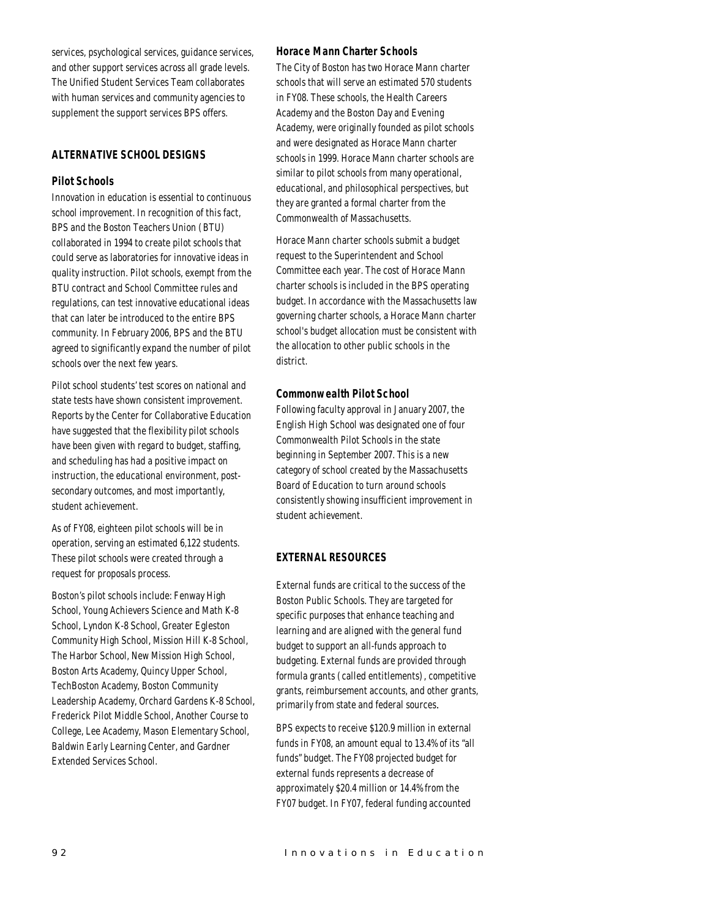services, psychological services, guidance services, and other support services across all grade levels. The Unified Student Services Team collaborates with human services and community agencies to supplement the support services BPS offers.

## ALTERNATIVE SCHOOL DESIGNS

### Pilot Schools

Innovation in education is essential to continuous school improvement. In recognition of this fact, BPS and the Boston Teachers Union (BTU) collaborated in 1994 to create pilot schools that could serve as laboratories for innovative ideas in quality instruction. Pilot schools, exempt from the BTU contract and School Committee rules and regulations, can test innovative educational ideas that can later be introduced to the entire BPS community. In February 2006, BPS and the BTU agreed to significantly expand the number of pilot schools over the next few years.

Pilot school students' test scores on national and state tests have shown consistent improvement. Reports by the Center for Collaborative Education have suggested that the flexibility pilot schools have been given with regard to budget, staffing, and scheduling has had a positive impact on instruction, the educational environment, post-secondary outcomes, and most importantly, student achievement.

As of FY08, eighteen pilot schools will be in operation, serving an estimated 6,122 students. These pilot schools were created through a request for proposals process.

Boston's pilot schools include: Fenway High School, Young Achievers Science and Math K-8 School, Lyndon K-8 School, Greater Egleston Community High School, Mission Hill K-8 School, The Harbor School, New Mission High School, Boston Arts Academy, Quincy Upper School, TechBoston Academy, Boston Community Leadership Academy, Orchard Gardens K-8 School, Frederick Pilot Middle School, Another Course to College, Lee Academy, Mason Elementary School, Baldwin Early Learning Center, and Gardner Extended Services School.

### Horace Mann Charter Schools

The City of Boston has two Horace Mann charter schools that will serve an estimated 570 students in FY08. These schools, the Health Careers Academy and the Boston Day and Evening Academy, were originally founded as pilot schools and were designated as Horace Mann charter schools in 1999. Horace Mann charter schools are similar to pilot schools from many operational, educational, and philosophical perspectives, but they are granted a formal charter from the Commonwealth of Massachusetts.

Horace Mann charter schools submit a budget request to the Superintendent and School Committee each year. The cost of Horace Mann charter schools is included in the BPS operating budget. In accordance with the Massachusetts law governing charter schools, a Horace Mann charter school's budget allocation must be consistent with the allocation to other public schools in the district.

### Commonwealth Pilot School

Following faculty approval in January 2007, the English High School was designated one of four Commonwealth Pilot Schools in the state beginning in September 2007. This is a new category of school created by the Massachusetts Board of Education to turn around schools consistently showing insufficient improvement in student achievement.

## EXTERNAL RESOURCES

External funds are critical to the success of the Boston Public Schools. They are targeted for specific purposes that enhance teaching and learning and are aligned with the general fund budget to support an all-funds approach to budgeting. External funds are provided through formula grants (called entitlements), competitive grants, reimbursement accounts, and other grants, primarily from state and federal sources.

BPS expects to receive $120.9 million in external funds in FY08, an amount equal to 13.4% of its "all funds" budget. The FY08 projected budget for external funds represents a decrease of approximately $20.4 million or 14.4% from the FY07 budget. In FY07, federal funding accounted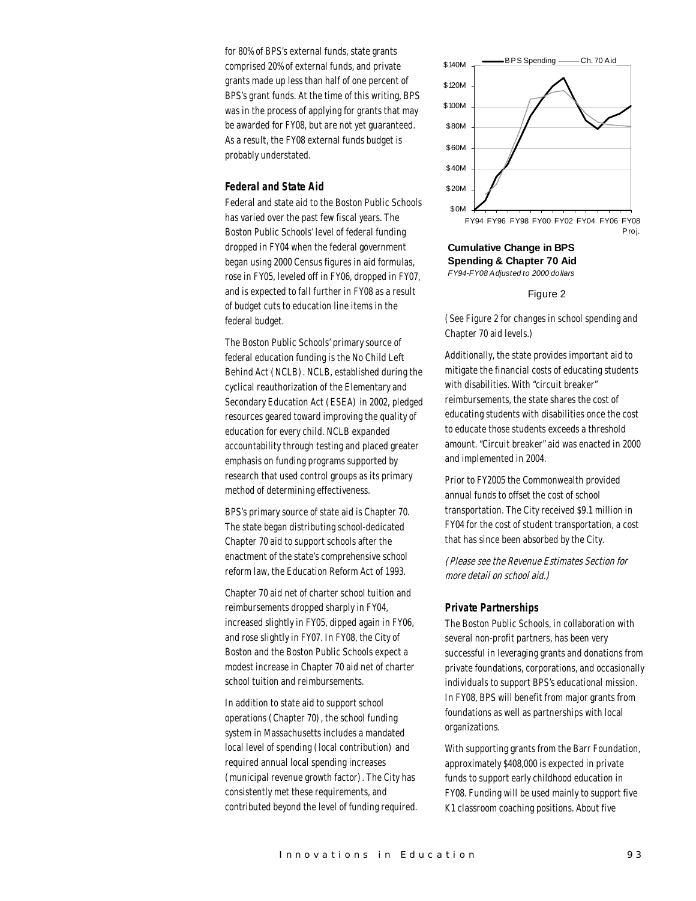for 80% of BPS's external funds, state grants comprised 20% of external funds, and private grants made up less than half of one percent of BPS's grant funds. At the time of this writing, BPS was in the process of applying for grants that may be awarded for FY08, but are not yet guaranteed. As a result, the FY08 external funds budget is probably understated.

### Federal and State Aid

Federal and state aid to the Boston Public Schools has varied over the past few fiscal years. The Boston Public Schools' level of federal funding dropped in FY04 when the federal government began using 2000 Census figures in aid formulas, rose in FY05, leveled off in FY06, dropped in FY07, and is expected to fall further in FY08 as a result of budget cuts to education line items in the federal budget.

The Boston Public Schools' primary source of federal education funding is the No Child Left Behind Act (NCLB). NCLB, established during the cyclical reauthorization of the Elementary and Secondary Education Act (ESEA) in 2002, pledged resources geared toward improving the quality of education for every child. NCLB expanded accountability through testing and placed greater emphasis on funding programs supported by research that used control groups as its primary method of determining effectiveness.

BPS's primary source of state aid is Chapter 70. The state began distributing school-dedicated Chapter 70 aid to support schools after the enactment of the state's comprehensive school reform law, the Education Reform Act of 1993.

Chapter 70 aid net of charter school tuition and reimbursements dropped sharply in FY04, increased slightly in FY05, dipped again in FY06, and rose slightly in FY07. In FY08, the City of Boston and the Boston Public Schools expect a modest increase in Chapter 70 aid net of charter school tuition and reimbursements.

In addition to state aid to support school operations (Chapter 70), the school funding system in Massachusetts includes a mandated local level of spending (local contribution) and required annual local spending increases (municipal revenue growth factor). The City has consistently met these requirements, and contributed beyond the level of funding required.

**Cumulative Change in BPS Spending & Chapter 70 Aid**
*FY94-FY08 Adjusted to 2000 dollars*

Figure 2

(See Figure 2 for changes in school spending and Chapter 70 aid levels.)

Additionally, the state provides important aid to mitigate the financial costs of educating students with disabilities. With "circuit breaker" reimbursements, the state shares the cost of educating students with disabilities once the cost to educate those students exceeds a threshold amount. "Circuit breaker" aid was enacted in 2000 and implemented in 2004.

Prior to FY2005 the Commonwealth provided annual funds to offset the cost of school transportation. The City received $9.1 million in FY04 for the cost of student transportation, a cost that has since been absorbed by the City.

*(Please see the Revenue Estimates Section for more detail on school aid.)*

### Private Partnerships

The Boston Public Schools, in collaboration with several non-profit partners, has been very successful in leveraging grants and donations from private foundations, corporations, and occasionally individuals to support BPS's educational mission. In FY08, BPS will benefit from major grants from foundations as well as partnerships with local organizations.

With supporting grants from the Barr Foundation, approximately $408,000 is expected in private funds to support early childhood education in FY08. Funding will be used mainly to support five K1 classroom coaching positions. About five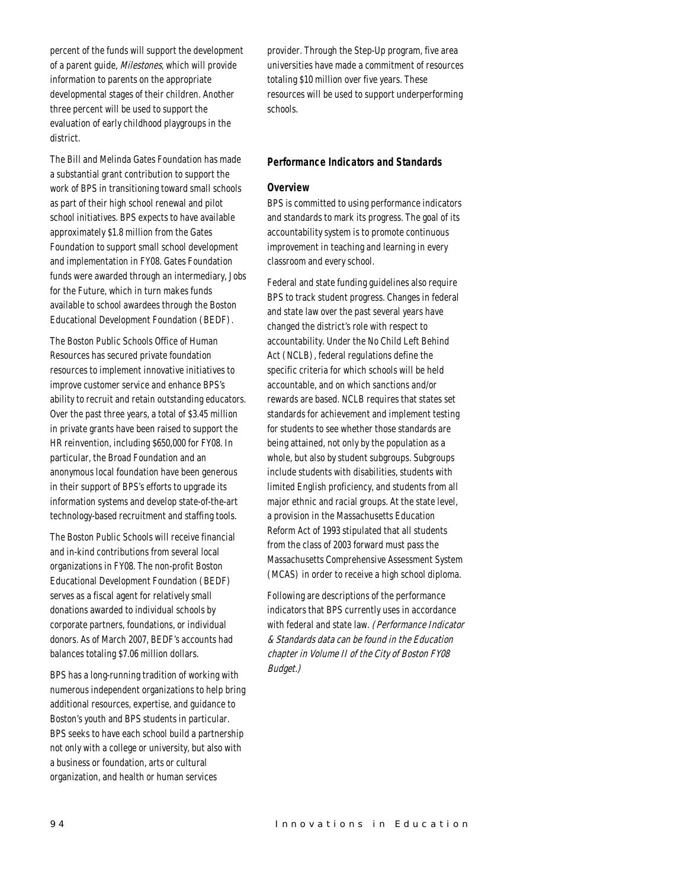percent of the funds will support the development of a parent guide, *Milestones*, which will provide information to parents on the appropriate developmental stages of their children. Another three percent will be used to support the evaluation of early childhood playgroups in the district.

The Bill and Melinda Gates Foundation has made a substantial grant contribution to support the work of BPS in transitioning toward small schools as part of their high school renewal and pilot school initiatives. BPS expects to have available approximately $1.8 million from the Gates Foundation to support small school development and implementation in FY08. Gates Foundation funds were awarded through an intermediary, Jobs for the Future, which in turn makes funds available to school awardees through the Boston Educational Development Foundation (BEDF).

The Boston Public Schools Office of Human Resources has secured private foundation resources to implement innovative initiatives to improve customer service and enhance BPS's ability to recruit and retain outstanding educators. Over the past three years, a total of $3.45 million in private grants have been raised to support the HR reinvention, including $650,000 for FY08. In particular, the Broad Foundation and an anonymous local foundation have been generous in their support of BPS's efforts to upgrade its information systems and develop state-of-the-art technology-based recruitment and staffing tools.

The Boston Public Schools will receive financial and in-kind contributions from several local organizations in FY08. The non-profit Boston Educational Development Foundation (BEDF) serves as a fiscal agent for relatively small donations awarded to individual schools by corporate partners, foundations, or individual donors. As of March 2007, BEDF's accounts had balances totaling $7.06 million dollars.

BPS has a long-running tradition of working with numerous independent organizations to help bring additional resources, expertise, and guidance to Boston's youth and BPS students in particular. BPS seeks to have each school build a partnership not only with a college or university, but also with a business or foundation, arts or cultural organization, and health or human services provider. Through the Step-Up program, five area universities have made a commitment of resources totaling $10 million over five years. These resources will be used to support underperforming schools.

## Performance Indicators and Standards

### Overview

BPS is committed to using performance indicators and standards to mark its progress. The goal of its accountability system is to promote continuous improvement in teaching and learning in every classroom and every school.

Federal and state funding guidelines also require BPS to track student progress. Changes in federal and state law over the past several years have changed the district's role with respect to accountability. Under the No Child Left Behind Act (NCLB), federal regulations define the specific criteria for which schools will be held accountable, and on which sanctions and/or rewards are based. NCLB requires that states set standards for achievement and implement testing for students to see whether those standards are being attained, not only by the population as a whole, but also by student subgroups. Subgroups include students with disabilities, students with limited English proficiency, and students from all major ethnic and racial groups. At the state level, a provision in the Massachusetts Education Reform Act of 1993 stipulated that all students from the class of 2003 forward must pass the Massachusetts Comprehensive Assessment System (MCAS) in order to receive a high school diploma.

Following are descriptions of the performance indicators that BPS currently uses in accordance with federal and state law. *(Performance Indicator & Standards data can be found in the Education chapter in Volume II of the City of Boston FY08 Budget.)*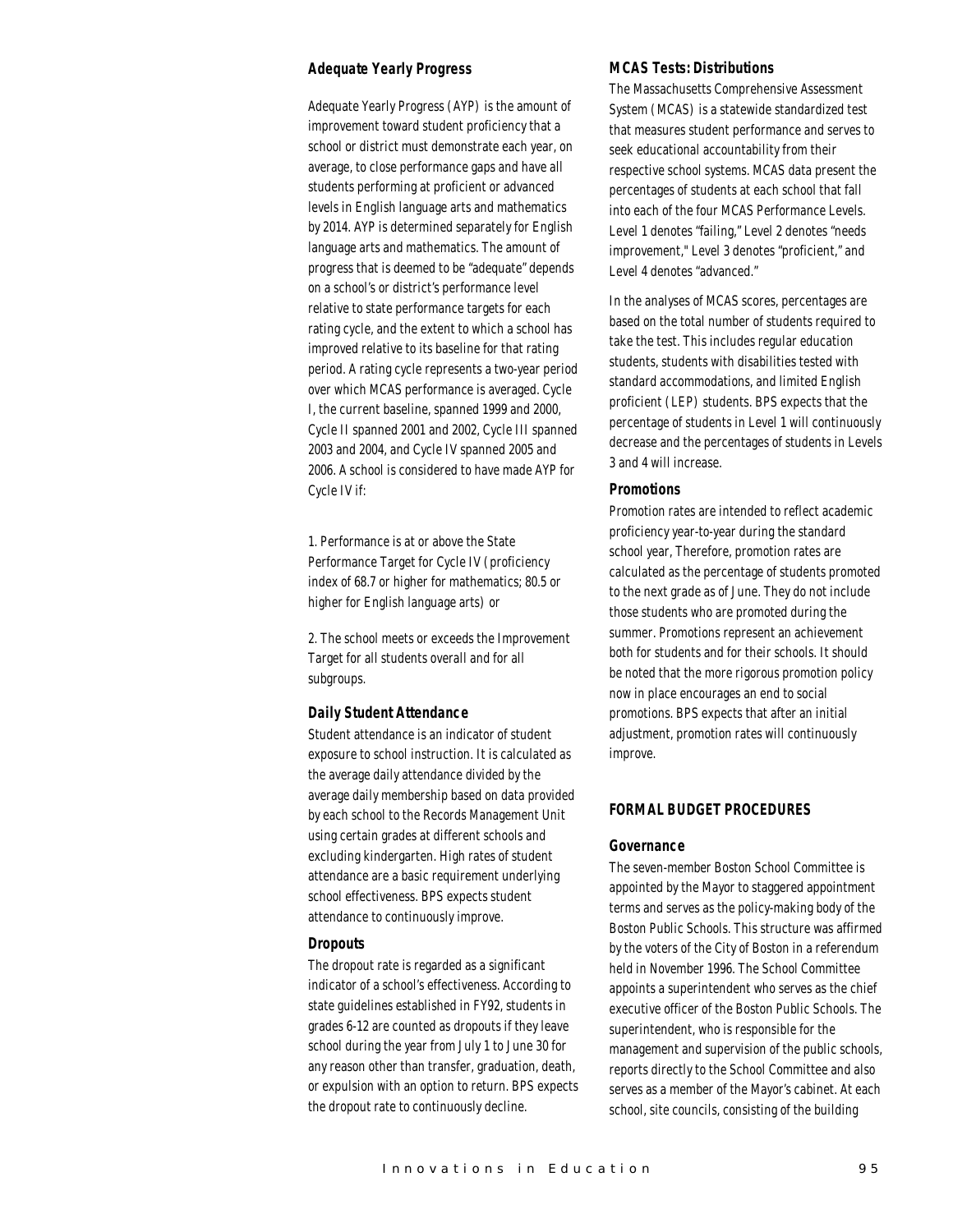### Adequate Yearly Progress

Adequate Yearly Progress (AYP) is the amount of improvement toward student proficiency that a school or district must demonstrate each year, on average, to close performance gaps and have all students performing at proficient or advanced levels in English language arts and mathematics by 2014. AYP is determined separately for English language arts and mathematics. The amount of progress that is deemed to be "adequate" depends on a school's or district's performance level relative to state performance targets for each rating cycle, and the extent to which a school has improved relative to its baseline for that rating period. A rating cycle represents a two-year period over which MCAS performance is averaged. Cycle I, the current baseline, spanned 1999 and 2000, Cycle II spanned 2001 and 2002, Cycle III spanned 2003 and 2004, and Cycle IV spanned 2005 and 2006. A school is considered to have made AYP for Cycle IV if:

1. Performance is at or above the State Performance Target for Cycle IV (proficiency index of 68.7 or higher for mathematics; 80.5 or higher for English language arts) or

2. The school meets or exceeds the Improvement Target for all students overall and for all subgroups.

### Daily Student Attendance

Student attendance is an indicator of student exposure to school instruction. It is calculated as the average daily attendance divided by the average daily membership based on data provided by each school to the Records Management Unit using certain grades at different schools and excluding kindergarten. High rates of student attendance are a basic requirement underlying school effectiveness. BPS expects student attendance to continuously improve.

### Dropouts

The dropout rate is regarded as a significant indicator of a school's effectiveness. According to state guidelines established in FY92, students in grades 6-12 are counted as dropouts if they leave school during the year from July 1 to June 30 for any reason other than transfer, graduation, death, or expulsion with an option to return. BPS expects the dropout rate to continuously decline.

### MCAS Tests: Distributions

The Massachusetts Comprehensive Assessment System (MCAS) is a statewide standardized test that measures student performance and serves to seek educational accountability from their respective school systems. MCAS data present the percentages of students at each school that fall into each of the four MCAS Performance Levels. Level 1 denotes "failing," Level 2 denotes "needs improvement," Level 3 denotes "proficient," and Level 4 denotes "advanced."

In the analyses of MCAS scores, percentages are based on the total number of students required to take the test. This includes regular education students, students with disabilities tested with standard accommodations, and limited English proficient (LEP) students. BPS expects that the percentage of students in Level 1 will continuously decrease and the percentages of students in Levels 3 and 4 will increase.

### Promotions

Promotion rates are intended to reflect academic proficiency year-to-year during the standard school year, Therefore, promotion rates are calculated as the percentage of students promoted to the next grade as of June. They do not include those students who are promoted during the summer. Promotions represent an achievement both for students and for their schools. It should be noted that the more rigorous promotion policy now in place encourages an end to social promotions. BPS expects that after an initial adjustment, promotion rates will continuously improve.

## FORMAL BUDGET PROCEDURES

### Governance

The seven-member Boston School Committee is appointed by the Mayor to staggered appointment terms and serves as the policy-making body of the Boston Public Schools. This structure was affirmed by the voters of the City of Boston in a referendum held in November 1996. The School Committee appoints a superintendent who serves as the chief executive officer of the Boston Public Schools. The superintendent, who is responsible for the management and supervision of the public schools, reports directly to the School Committee and also serves as a member of the Mayor's cabinet. At each school, site councils, consisting of the building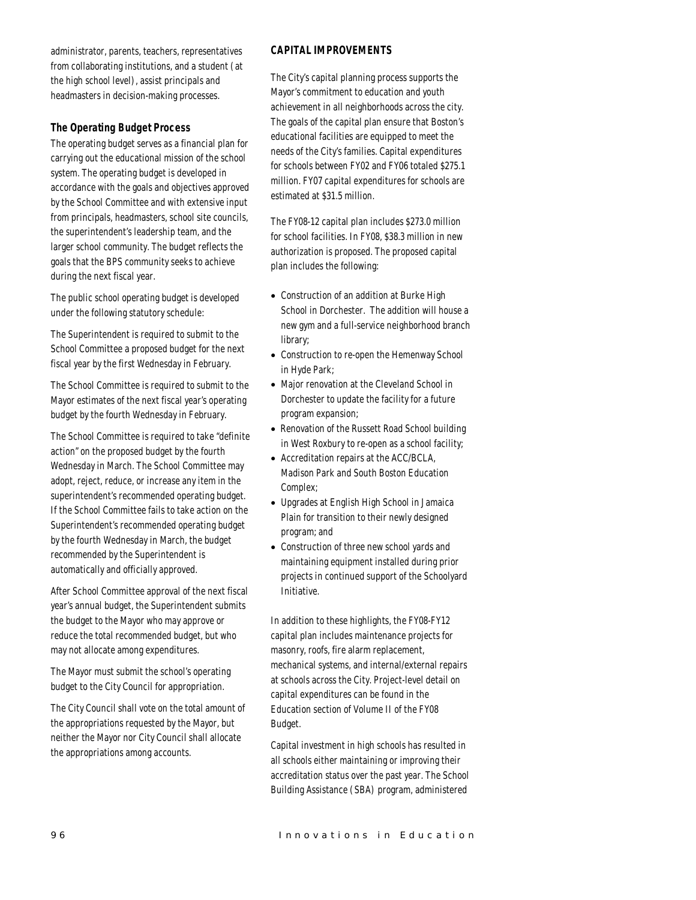administrator, parents, teachers, representatives from collaborating institutions, and a student (at the high school level), assist principals and headmasters in decision-making processes.

### The Operating Budget Process

The operating budget serves as a financial plan for carrying out the educational mission of the school system. The operating budget is developed in accordance with the goals and objectives approved by the School Committee and with extensive input from principals, headmasters, school site councils, the superintendent's leadership team, and the larger school community. The budget reflects the goals that the BPS community seeks to achieve during the next fiscal year.

The public school operating budget is developed under the following statutory schedule:

The Superintendent is required to submit to the School Committee a proposed budget for the next fiscal year by the first Wednesday in February.

The School Committee is required to submit to the Mayor estimates of the next fiscal year's operating budget by the fourth Wednesday in February.

The School Committee is required to take "definite action" on the proposed budget by the fourth Wednesday in March. The School Committee may adopt, reject, reduce, or increase any item in the superintendent's recommended operating budget. If the School Committee fails to take action on the Superintendent's recommended operating budget by the fourth Wednesday in March, the budget recommended by the Superintendent is automatically and officially approved.

After School Committee approval of the next fiscal year's annual budget, the Superintendent submits the budget to the Mayor who may approve or reduce the total recommended budget, but who may not allocate among expenditures.

The Mayor must submit the school's operating budget to the City Council for appropriation.

The City Council shall vote on the total amount of the appropriations requested by the Mayor, but neither the Mayor nor City Council shall allocate the appropriations among accounts.

## CAPITAL IMPROVEMENTS

The City's capital planning process supports the Mayor's commitment to education and youth achievement in all neighborhoods across the city. The goals of the capital plan ensure that Boston's educational facilities are equipped to meet the needs of the City's families. Capital expenditures for schools between FY02 and FY06 totaled $275.1 million. FY07 capital expenditures for schools are estimated at $31.5 million.

The FY08-12 capital plan includes $273.0 million for school facilities. In FY08, $38.3 million in new authorization is proposed. The proposed capital plan includes the following:

- Construction of an addition at Burke High School in Dorchester. The addition will house a new gym and a full-service neighborhood branch library;
- Construction to re-open the Hemenway School in Hyde Park;
- Major renovation at the Cleveland School in Dorchester to update the facility for a future program expansion;
- Renovation of the Russett Road School building in West Roxbury to re-open as a school facility;
- Accreditation repairs at the ACC/BCLA, Madison Park and South Boston Education Complex;
- Upgrades at English High School in Jamaica Plain for transition to their newly designed program; and
- Construction of three new school yards and maintaining equipment installed during prior projects in continued support of the Schoolyard Initiative.

In addition to these highlights, the FY08-FY12 capital plan includes maintenance projects for masonry, roofs, fire alarm replacement, mechanical systems, and internal/external repairs at schools across the City. Project-level detail on capital expenditures can be found in the Education section of Volume II of the FY08 Budget.

Capital investment in high schools has resulted in all schools either maintaining or improving their accreditation status over the past year. The School Building Assistance (SBA) program, administered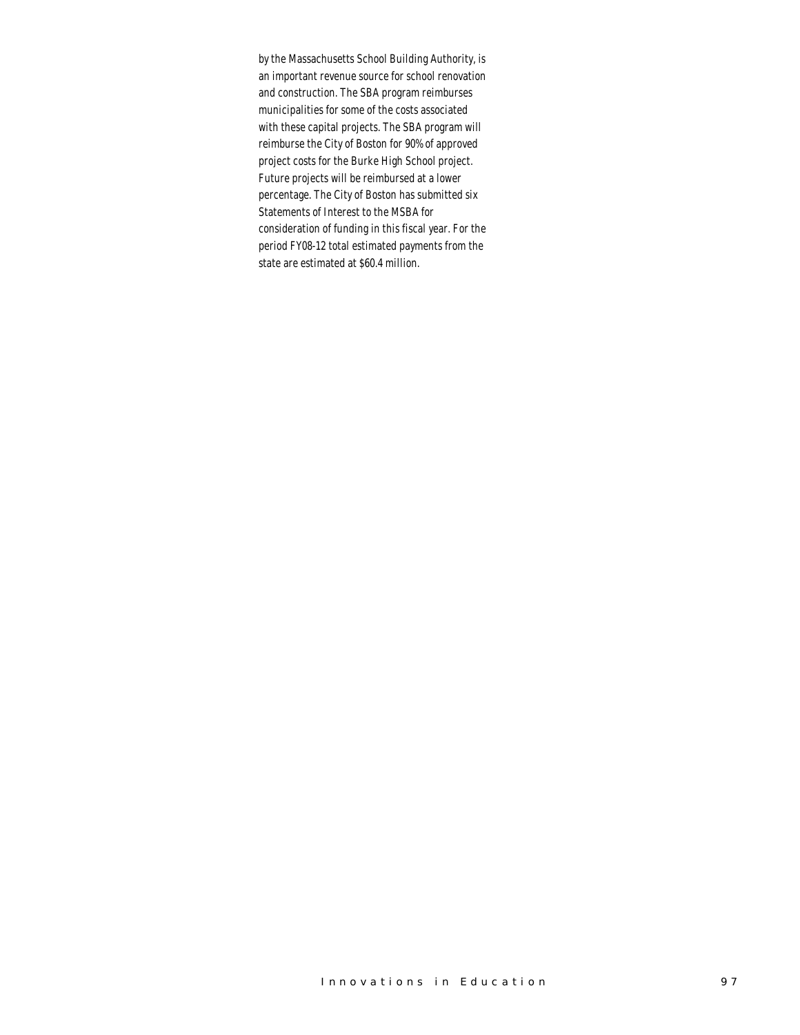by the Massachusetts School Building Authority, is an important revenue source for school renovation and construction. The SBA program reimburses municipalities for some of the costs associated with these capital projects. The SBA program will reimburse the City of Boston for 90% of approved project costs for the Burke High School project. Future projects will be reimbursed at a lower percentage. The City of Boston has submitted six Statements of Interest to the MSBA for consideration of funding in this fiscal year. For the period FY08-12 total estimated payments from the state are estimated at $60.4 million.